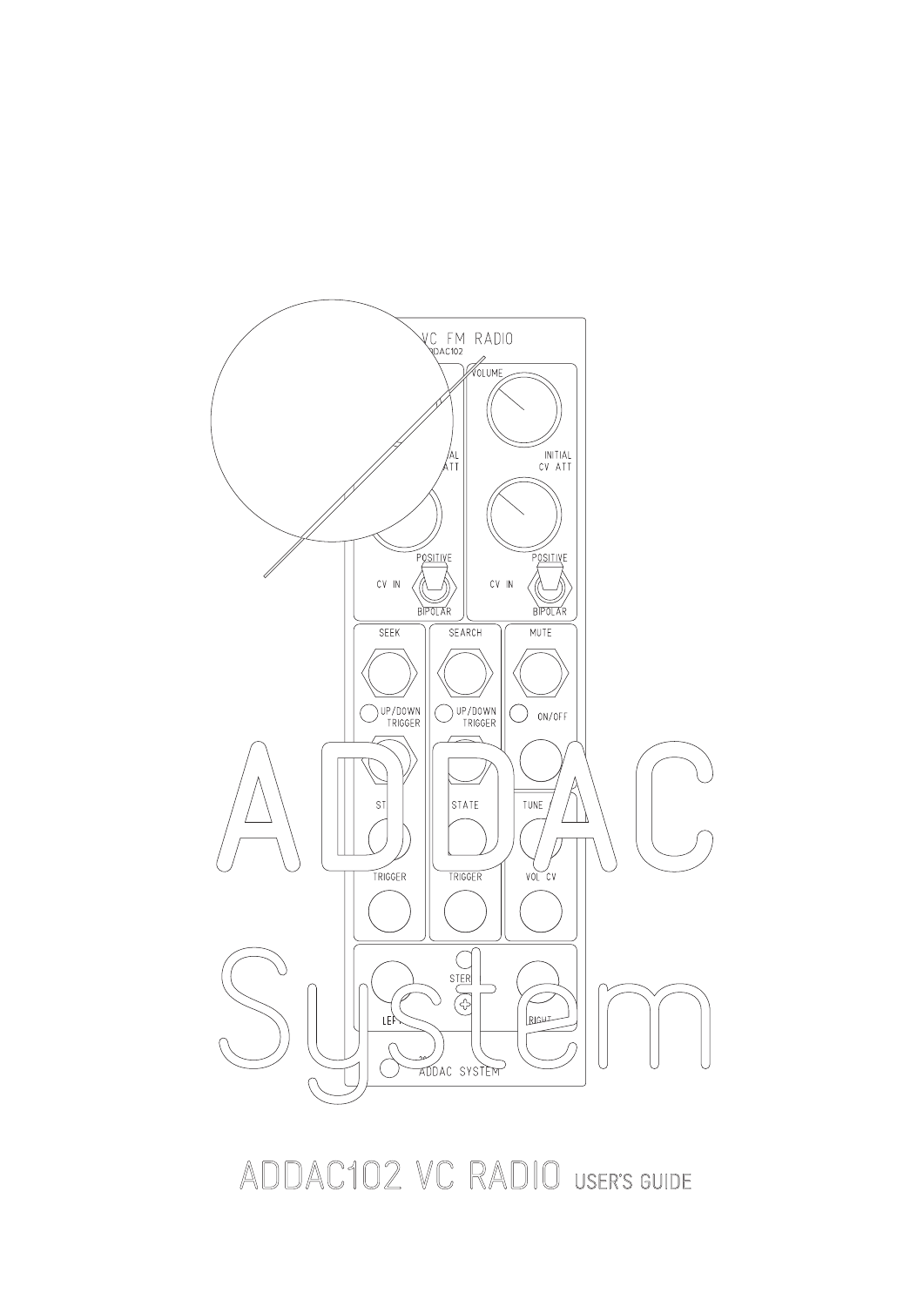# ADDAC System

## ADDAC102 VC RADIO USER'S GUIDE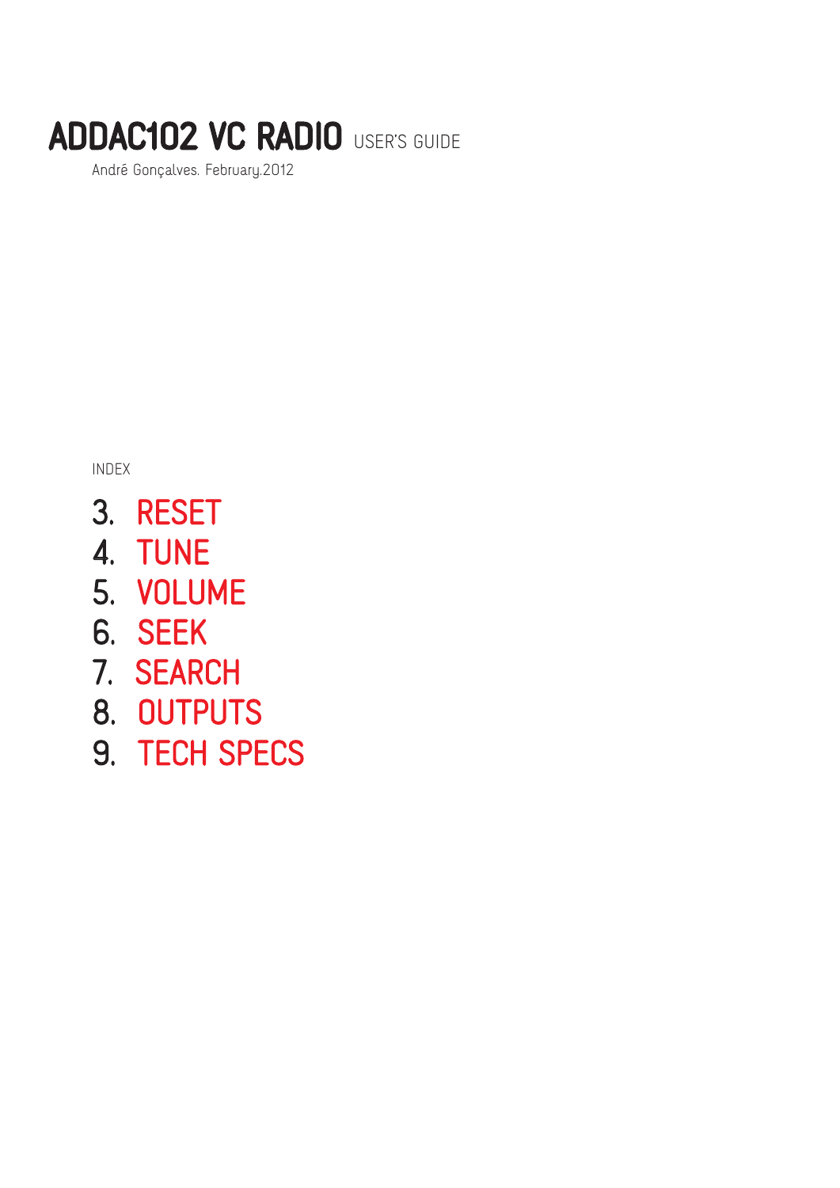# ADDAC102 VC RADIO USER'S GUIDE

André Gonçalves. February.2012

INDEX

3. RESET
4. TUNE
5. VOLUME
6. SEEK
7. SEARCH
8. OUTPUTS
9. TECH SPECS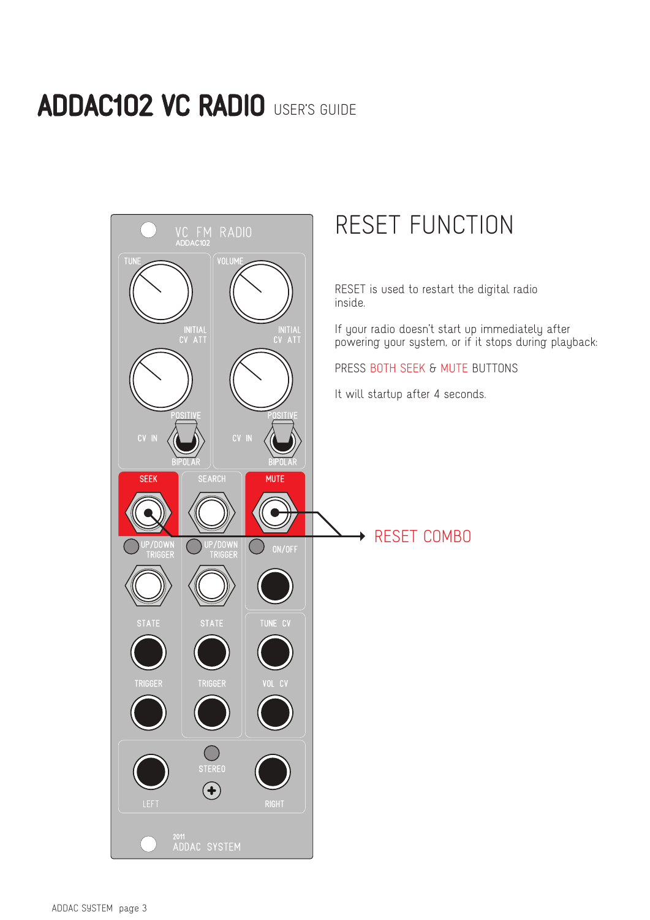# ADDAC102 VC RADIO USER'S GUIDE

## RESET FUNCTION

RESET is used to restart the digital radio inside.

If your radio doesn't start up immediately after powering your system, or if it stops during playback:

PRESS BOTH SEEK & MUTE BUTTONS

It will startup after 4 seconds.

RESET COMBO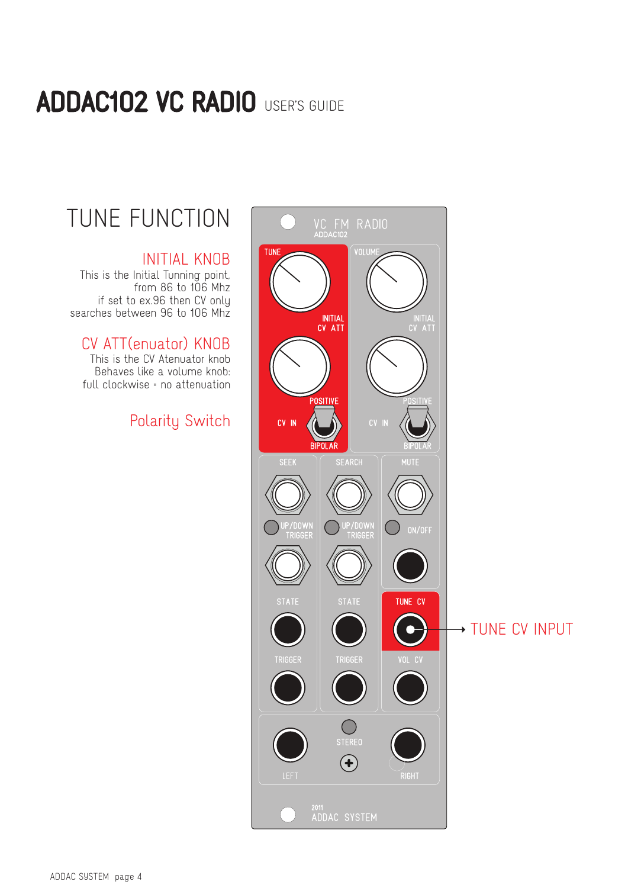# ADDAC102 VC RADIO USER'S GUIDE

## TUNE FUNCTION

### INITIAL KNOB

This is the Initial Tunning point,
from 86 to 106 Mhz
if set to ex.96 then CV only
searches between 96 to 106 Mhz

### CV ATT(enuator) KNOB

This is the CV Atenuator knob
Behaves like a volume knob:
full clockwise = no attenuation

### Polarity Switch

TUNE CV INPUT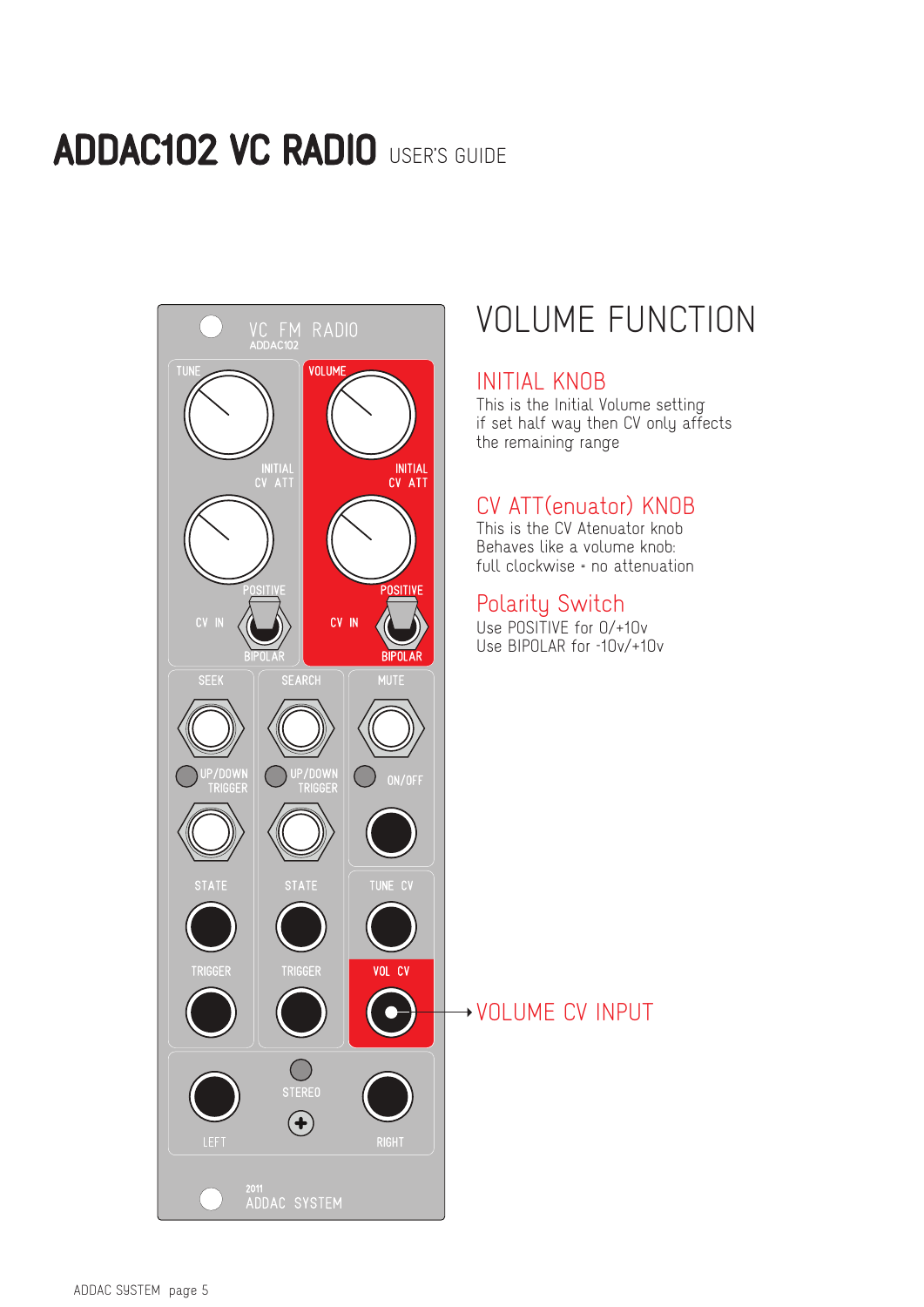# ADDAC102 VC RADIO USER'S GUIDE

VC FM RADIO
ADDAC102

TUNE
INITIAL
CV ATT
POSITIVE
CV IN
BIPOLAR

VOLUME
INITIAL
CV ATT
POSITIVE
CV IN
BIPOLAR

SEEK
UP/DOWN
TRIGGER
STATE
TRIGGER

SEARCH
UP/DOWN
TRIGGER
STATE
TRIGGER

MUTE
ON/OFF
TUNE CV
VOL CV

STEREO
LEFT
RIGHT

2011
ADDAC SYSTEM

## VOLUME FUNCTION

### INITIAL KNOB

This is the Initial Volume setting
if set half way then CV only affects
the remaining range

### CV ATT(enuator) KNOB

This is the CV Atenuator knob
Behaves like a volume knob:
full clockwise = no attenuation

### Polarity Switch

Use POSITIVE for 0/+10v
Use BIPOLAR for -10v/+10v

VOLUME CV INPUT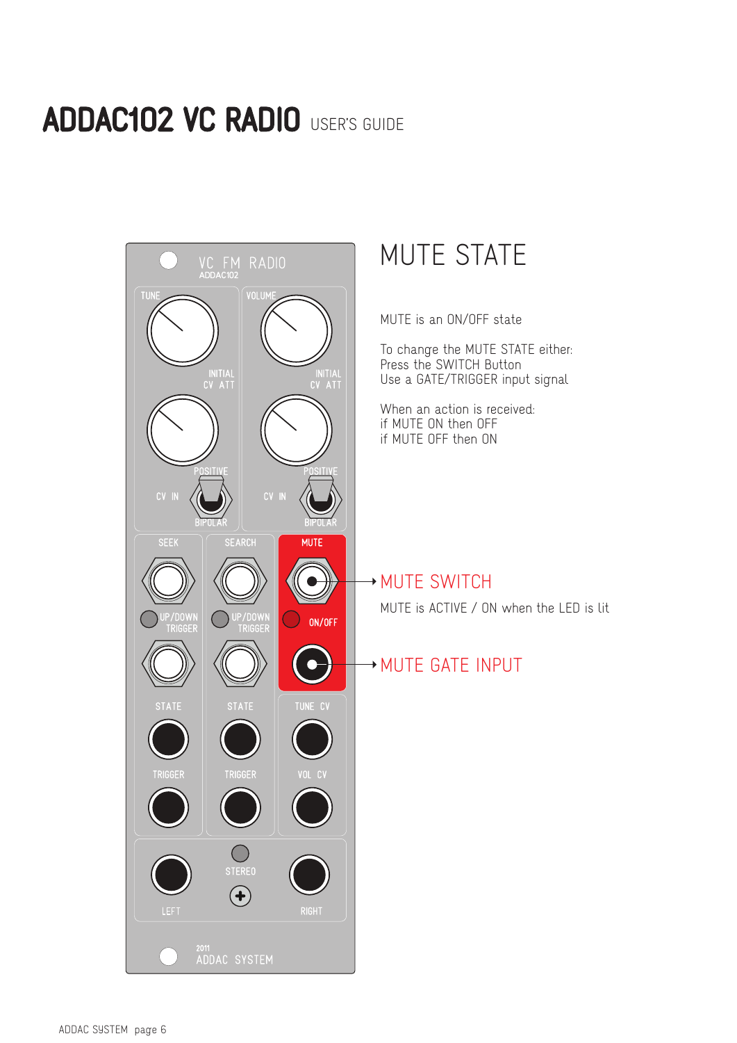# ADDAC102 VC RADIO USER'S GUIDE

## MUTE STATE

MUTE is an ON/OFF state

To change the MUTE STATE either:
Press the SWITCH Button
Use a GATE/TRIGGER input signal

When an action is received:
if MUTE ON then OFF
if MUTE OFF then ON

## MUTE SWITCH

MUTE is ACTIVE / ON when the LED is lit

## MUTE GATE INPUT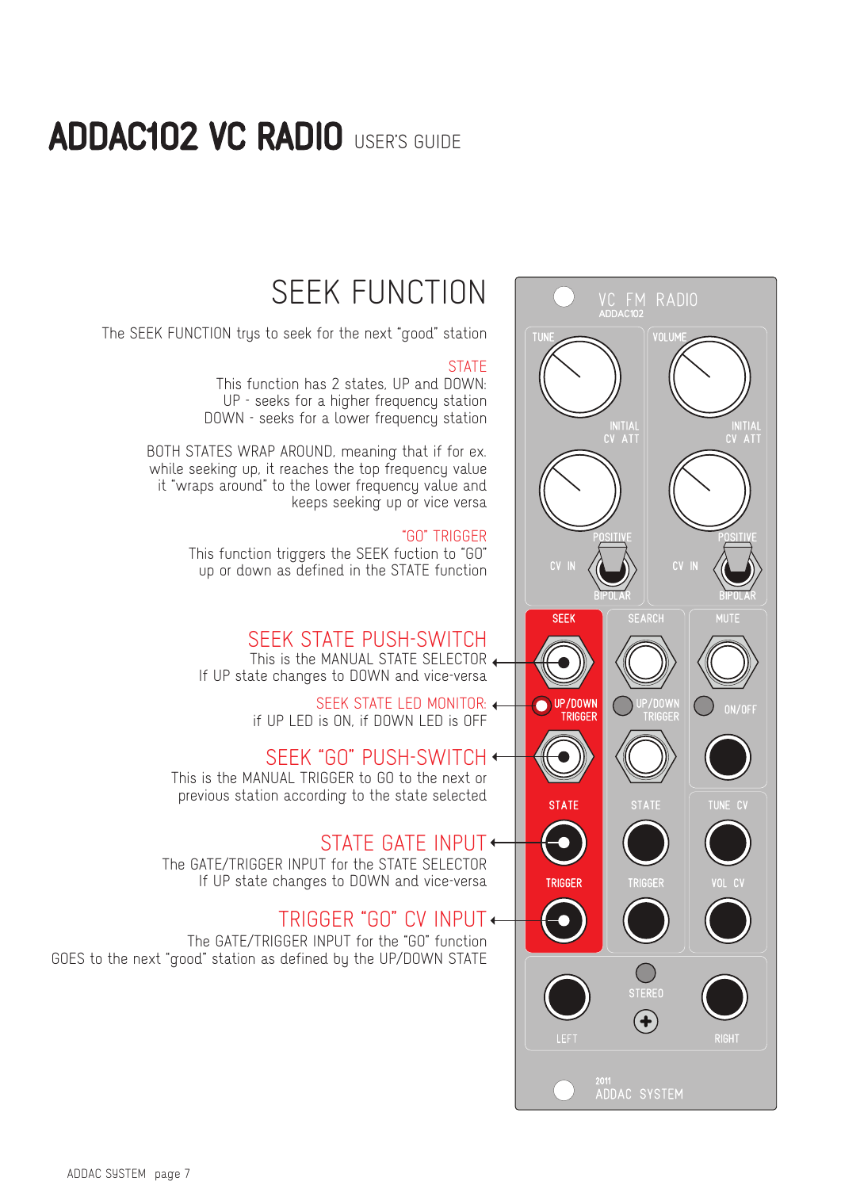# ADDAC102 VC RADIO USER'S GUIDE

## SEEK FUNCTION

The SEEK FUNCTION trys to seek for the next "good" station

STATE
This function has 2 states, UP and DOWN:
UP - seeks for a higher frequency station
DOWN - seeks for a lower frequency station

BOTH STATES WRAP AROUND, meaning that if for ex. while seeking up, it reaches the top frequency value it "wraps around" to the lower frequency value and keeps seeking up or vice versa

"GO" TRIGGER
This function triggers the SEEK fuction to "GO" up or down as defined in the STATE function

### SEEK STATE PUSH-SWITCH

This is the MANUAL STATE SELECTOR
If UP state changes to DOWN and vice-versa

SEEK STATE LED MONITOR:
if UP LED is ON, if DOWN LED is OFF

### SEEK "GO" PUSH-SWITCH

This is the MANUAL TRIGGER to GO to the next or previous station according to the state selected

### STATE GATE INPUT

The GATE/TRIGGER INPUT for the STATE SELECTOR
If UP state changes to DOWN and vice-versa

### TRIGGER "GO" CV INPUT

The GATE/TRIGGER INPUT for the "GO" function
GOES to the next "good" station as defined by the UP/DOWN STATE

VC FM RADIO
ADDAC102

TUNE | VOLUME
INITIAL CV ATT | INITIAL CV ATT
CV IN | POSITIVE | BIPOLAR | CV IN | POSITIVE | BIPOLAR

SEEK | SEARCH | MUTE
UP/DOWN TRIGGER | UP/DOWN TRIGGER | ON/OFF
STATE | STATE | TUNE CV
TRIGGER | TRIGGER | VOL CV

STEREO
LEFT | RIGHT

2011
ADDAC SYSTEM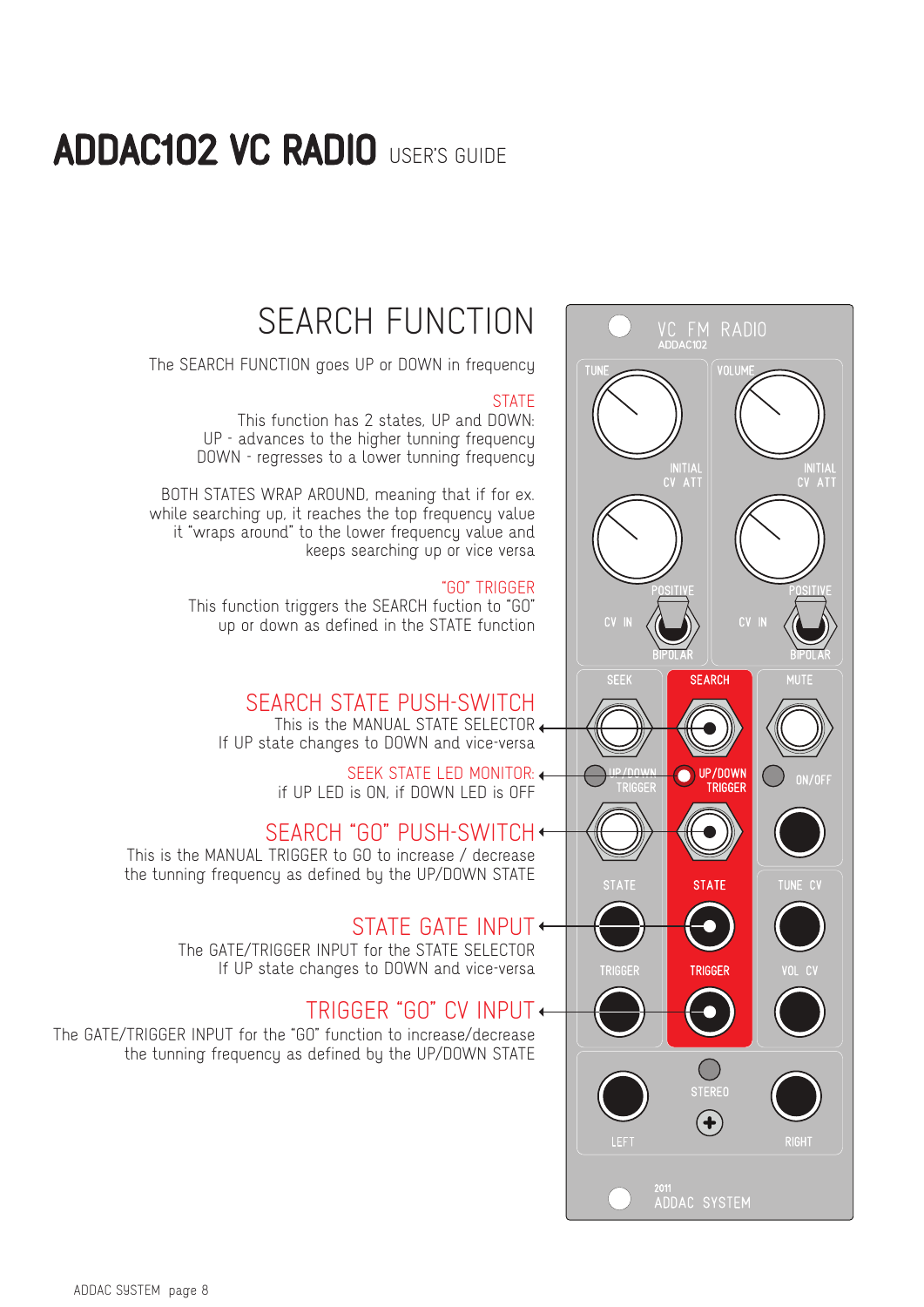# ADDAC102 VC RADIO USER'S GUIDE

## SEARCH FUNCTION

The SEARCH FUNCTION goes UP or DOWN in frequency

### STATE

This function has 2 states, UP and DOWN:
UP - advances to the higher tunning frequency
DOWN - regresses to a lower tunning frequency

BOTH STATES WRAP AROUND, meaning that if for ex. while searching up, it reaches the top frequency value it "wraps around" to the lower frequency value and keeps searching up or vice versa

### "GO" TRIGGER

This function triggers the SEARCH fuction to "GO" up or down as defined in the STATE function

### SEARCH STATE PUSH-SWITCH

This is the MANUAL STATE SELECTOR
If UP state changes to DOWN and vice-versa

### SEEK STATE LED MONITOR:

if UP LED is ON, if DOWN LED is OFF

### SEARCH "GO" PUSH-SWITCH

This is the MANUAL TRIGGER to GO to increase / decrease the tunning frequency as defined by the UP/DOWN STATE

### STATE GATE INPUT

The GATE/TRIGGER INPUT for the STATE SELECTOR
If UP state changes to DOWN and vice-versa

### TRIGGER "GO" CV INPUT

The GATE/TRIGGER INPUT for the "GO" function to increase/decrease the tunning frequency as defined by the UP/DOWN STATE

VC FM RADIO
ADDAC102

TUNE
INITIAL CV ATT
CV IN
POSITIVE
BIPOLAR

VOLUME
INITIAL CV ATT
CV IN
POSITIVE
BIPOLAR

SEEK
UP/DOWN TRIGGER
STATE
TRIGGER

SEARCH
UP/DOWN TRIGGER
STATE
TRIGGER

MUTE
ON/OFF
TUNE CV
VOL CV

STEREO
LEFT
RIGHT

2011
ADDAC SYSTEM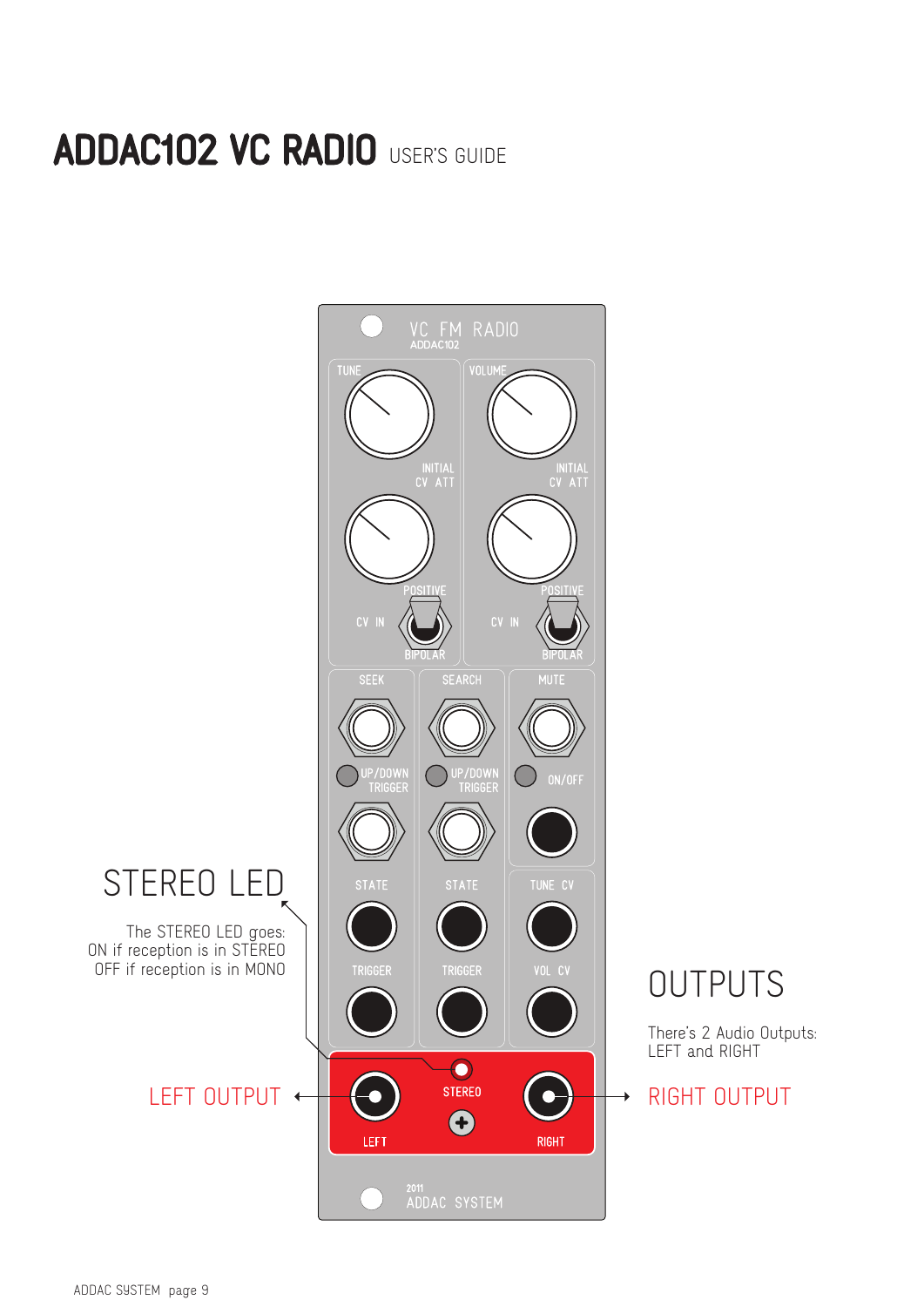# ADDAC102 VC RADIO USER'S GUIDE

VC FM RADIO
ADDAC102

TUNE

VOLUME

INITIAL
CV ATT

INITIAL
CV ATT

POSITIVE
CV IN
BIPOLAR

POSITIVE
CV IN
BIPOLAR

SEEK

SEARCH

MUTE

UP/DOWN
TRIGGER

UP/DOWN
TRIGGER

ON/OFF

STATE

STATE

TUNE CV

TRIGGER

TRIGGER

VOL CV

STEREO

LEFT

RIGHT

2011
ADDAC SYSTEM

## STEREO LED

The STEREO LED goes:
ON if reception is in STEREO
OFF if reception is in MONO

## OUTPUTS

There's 2 Audio Outputs:
LEFT and RIGHT

LEFT OUTPUT

RIGHT OUTPUT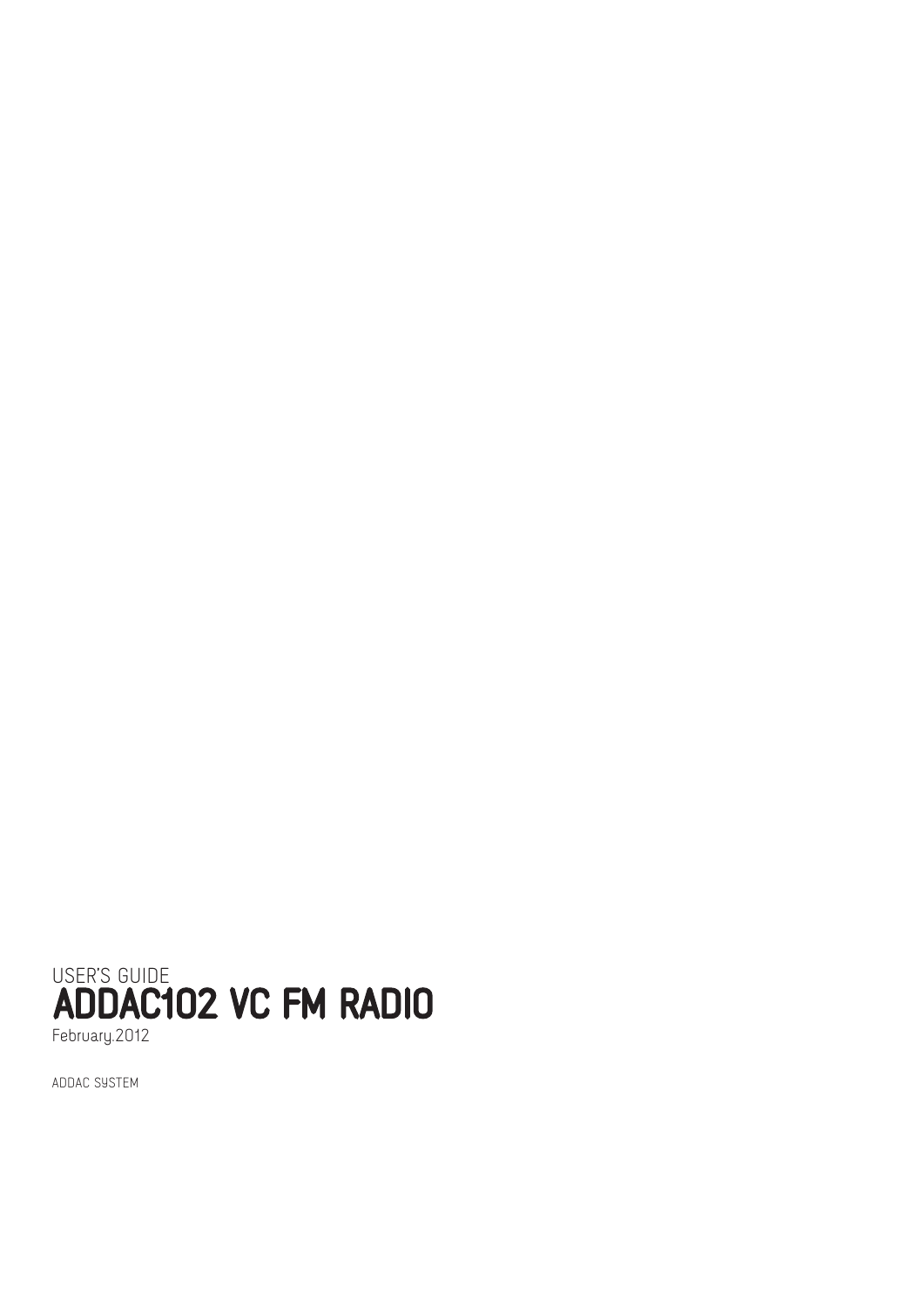USER'S GUIDE

# ADDAC102 VC FM RADIO

February.2012

ADDAC SYSTEM